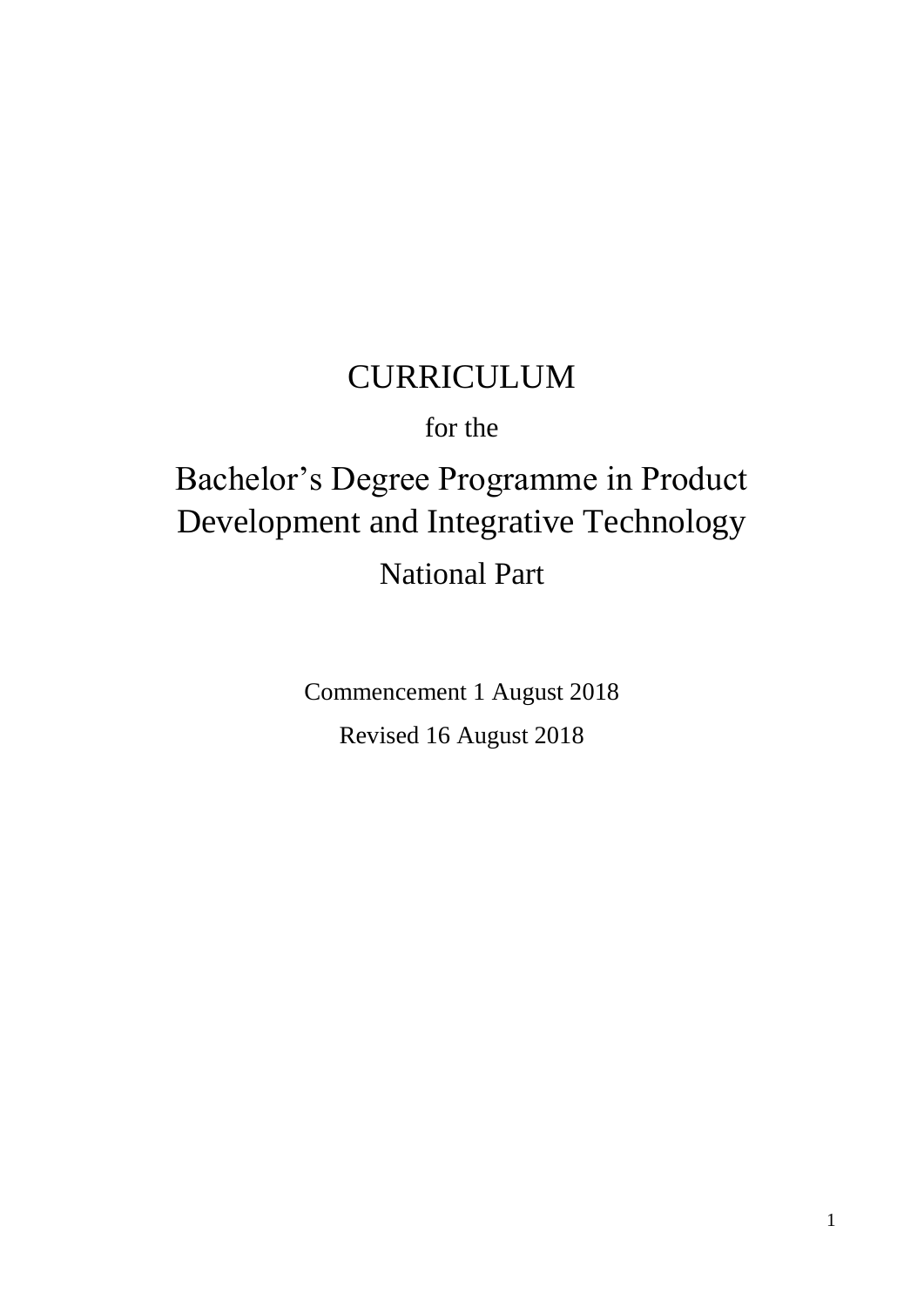# CURRICULUM

for the

# Bachelor's Degree Programme in Product Development and Integrative Technology

## National Part

Commencement 1 August 2018

Revised 16 August 2018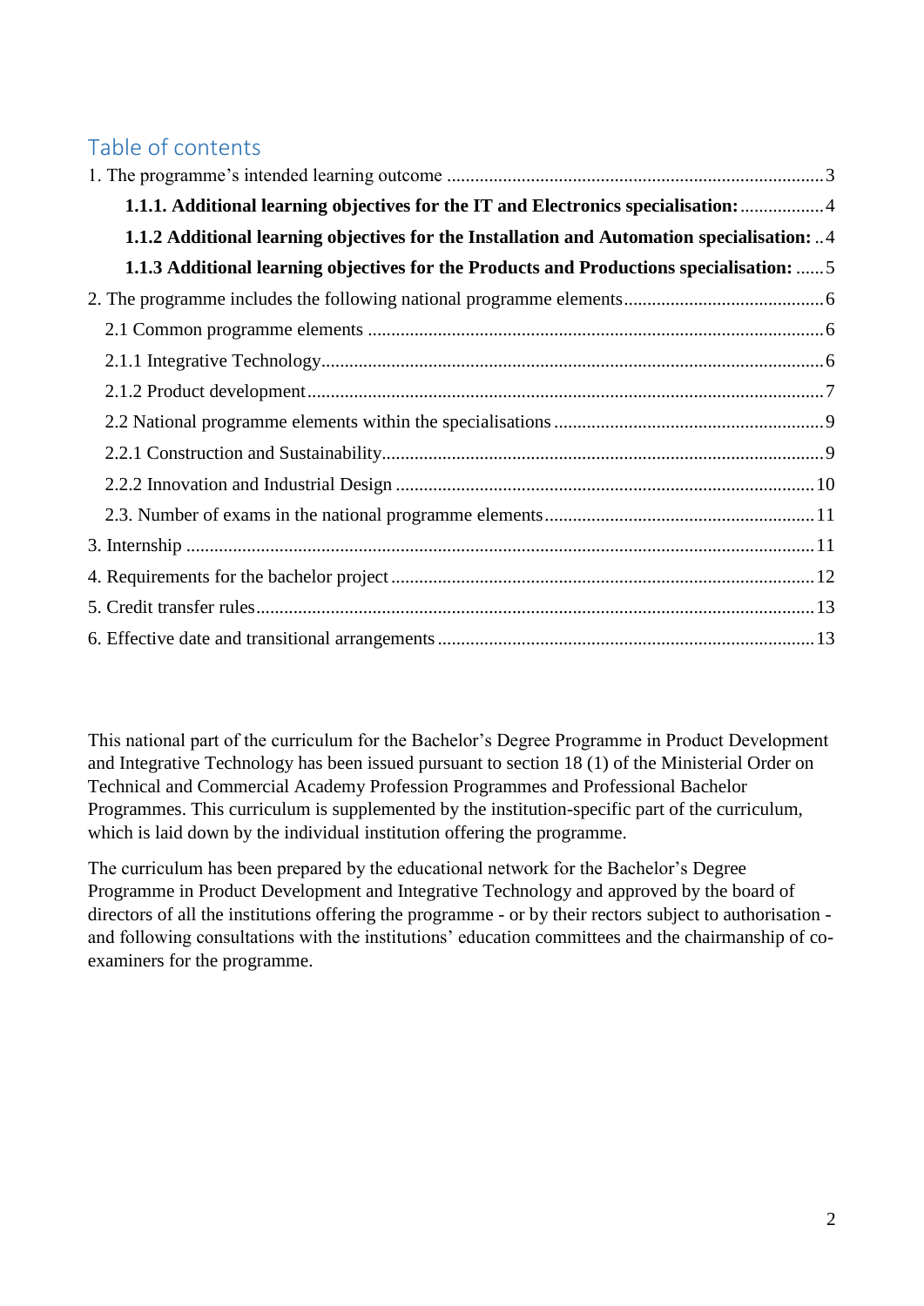## Table of contents

1. The programme's intended learning outcome ........................................................................ 3

   **1.1.1. Additional learning objectives for the IT and Electronics specialisation:** .................. 4

   **1.1.2 Additional learning objectives for the Installation and Automation specialisation:** .. 4

   **1.1.3 Additional learning objectives for the Products and Productions specialisation:** ...... 5

2. The programme includes the following national programme elements ........................................... 6

   2.1 Common programme elements ........................................................................................... 6

   2.1.1 Integrative Technology ................................................................................................. 6

   2.1.2 Product development ..................................................................................................... 7

   2.2 National programme elements within the specialisations ...................................................... 9

   2.2.1 Construction and Sustainability ...................................................................................... 9

   2.2.2 Innovation and Industrial Design ................................................................................... 10

   2.3. Number of exams in the national programme elements ......................................................... 11

3. Internship ........................................................................................................................ 11

4. Requirements for the bachelor project ................................................................................... 12

5. Credit transfer rules ........................................................................................................... 13

6. Effective date and transitional arrangements ......................................................................... 13

This national part of the curriculum for the Bachelor's Degree Programme in Product Development and Integrative Technology has been issued pursuant to section 18 (1) of the Ministerial Order on Technical and Commercial Academy Profession Programmes and Professional Bachelor Programmes. This curriculum is supplemented by the institution-specific part of the curriculum, which is laid down by the individual institution offering the programme.

The curriculum has been prepared by the educational network for the Bachelor's Degree Programme in Product Development and Integrative Technology and approved by the board of directors of all the institutions offering the programme - or by their rectors subject to authorisation - and following consultations with the institutions' education committees and the chairmanship of co-examiners for the programme.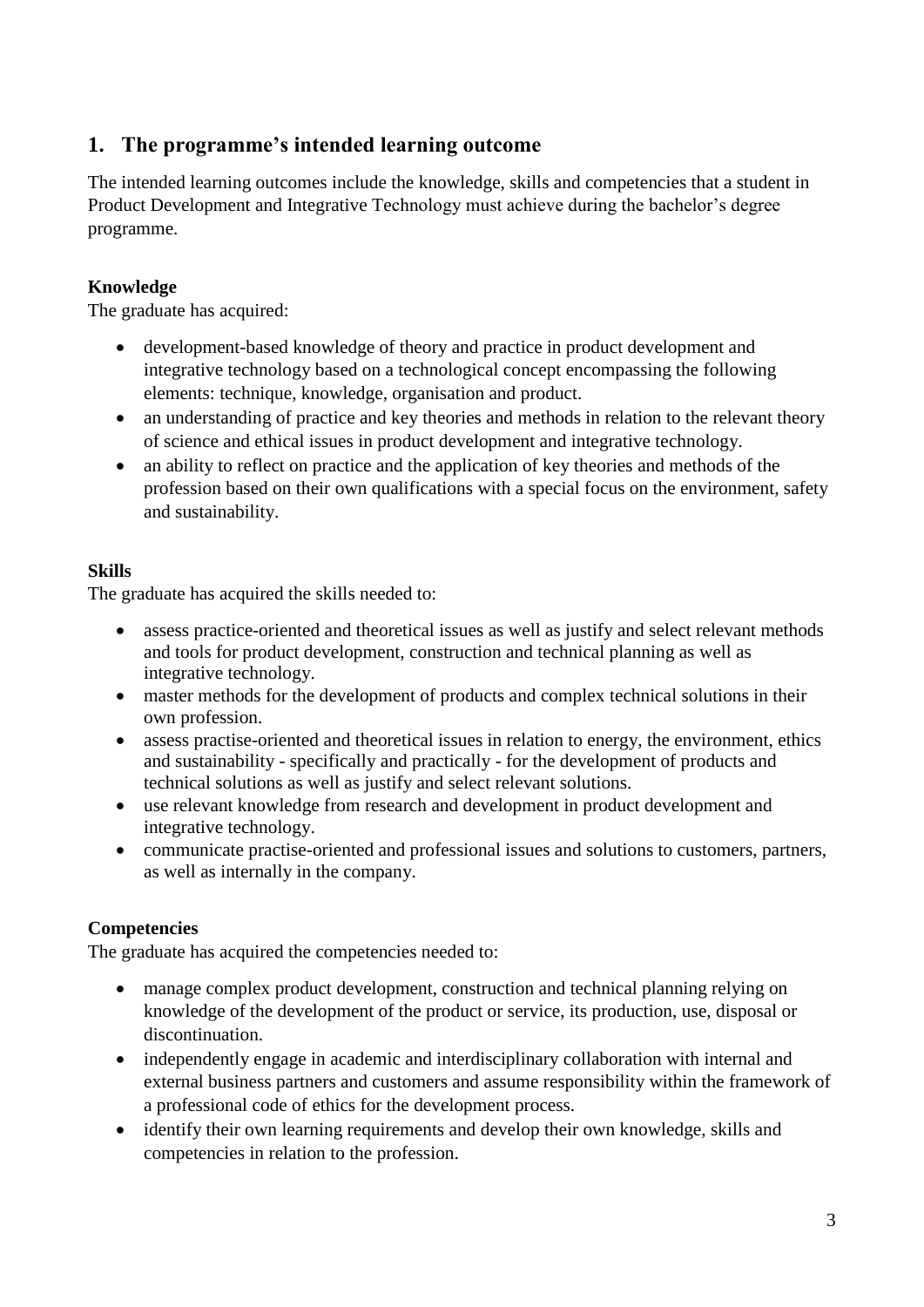## 1. The programme's intended learning outcome

The intended learning outcomes include the knowledge, skills and competencies that a student in Product Development and Integrative Technology must achieve during the bachelor's degree programme.

**Knowledge**
The graduate has acquired:

- development-based knowledge of theory and practice in product development and integrative technology based on a technological concept encompassing the following elements: technique, knowledge, organisation and product.
- an understanding of practice and key theories and methods in relation to the relevant theory of science and ethical issues in product development and integrative technology.
- an ability to reflect on practice and the application of key theories and methods of the profession based on their own qualifications with a special focus on the environment, safety and sustainability.

**Skills**
The graduate has acquired the skills needed to:

- assess practice-oriented and theoretical issues as well as justify and select relevant methods and tools for product development, construction and technical planning as well as integrative technology.
- master methods for the development of products and complex technical solutions in their own profession.
- assess practise-oriented and theoretical issues in relation to energy, the environment, ethics and sustainability - specifically and practically - for the development of products and technical solutions as well as justify and select relevant solutions.
- use relevant knowledge from research and development in product development and integrative technology.
- communicate practise-oriented and professional issues and solutions to customers, partners, as well as internally in the company.

**Competencies**
The graduate has acquired the competencies needed to:

- manage complex product development, construction and technical planning relying on knowledge of the development of the product or service, its production, use, disposal or discontinuation.
- independently engage in academic and interdisciplinary collaboration with internal and external business partners and customers and assume responsibility within the framework of a professional code of ethics for the development process.
- identify their own learning requirements and develop their own knowledge, skills and competencies in relation to the profession.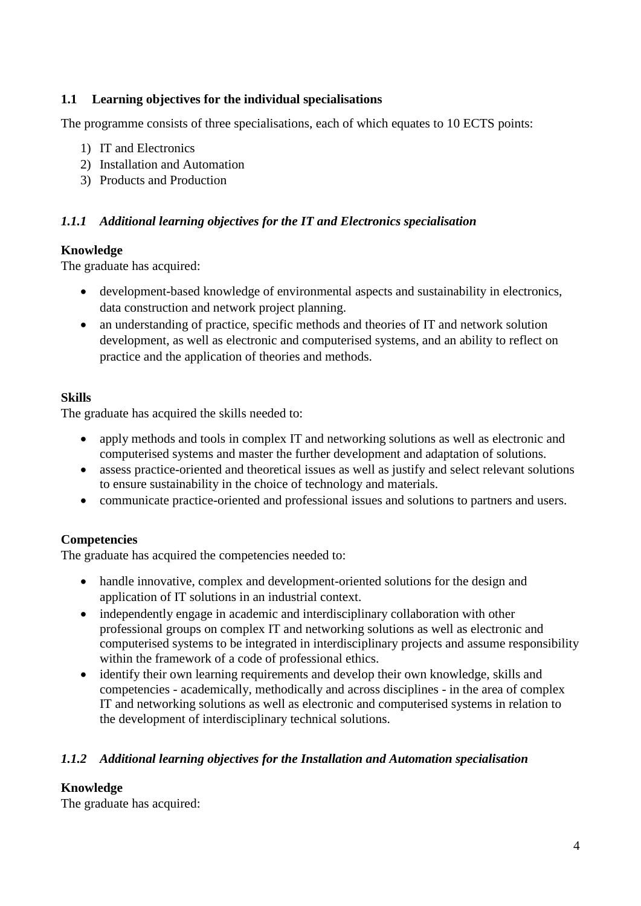## 1.1 Learning objectives for the individual specialisations

The programme consists of three specialisations, each of which equates to 10 ECTS points:

1) IT and Electronics
2) Installation and Automation
3) Products and Production

### *1.1.1 Additional learning objectives for the IT and Electronics specialisation*

**Knowledge**
The graduate has acquired:

- development-based knowledge of environmental aspects and sustainability in electronics, data construction and network project planning.
- an understanding of practice, specific methods and theories of IT and network solution development, as well as electronic and computerised systems, and an ability to reflect on practice and the application of theories and methods.

**Skills**
The graduate has acquired the skills needed to:

- apply methods and tools in complex IT and networking solutions as well as electronic and computerised systems and master the further development and adaptation of solutions.
- assess practice-oriented and theoretical issues as well as justify and select relevant solutions to ensure sustainability in the choice of technology and materials.
- communicate practice-oriented and professional issues and solutions to partners and users.

**Competencies**
The graduate has acquired the competencies needed to:

- handle innovative, complex and development-oriented solutions for the design and application of IT solutions in an industrial context.
- independently engage in academic and interdisciplinary collaboration with other professional groups on complex IT and networking solutions as well as electronic and computerised systems to be integrated in interdisciplinary projects and assume responsibility within the framework of a code of professional ethics.
- identify their own learning requirements and develop their own knowledge, skills and competencies - academically, methodically and across disciplines - in the area of complex IT and networking solutions as well as electronic and computerised systems in relation to the development of interdisciplinary technical solutions.

### *1.1.2 Additional learning objectives for the Installation and Automation specialisation*

**Knowledge**
The graduate has acquired: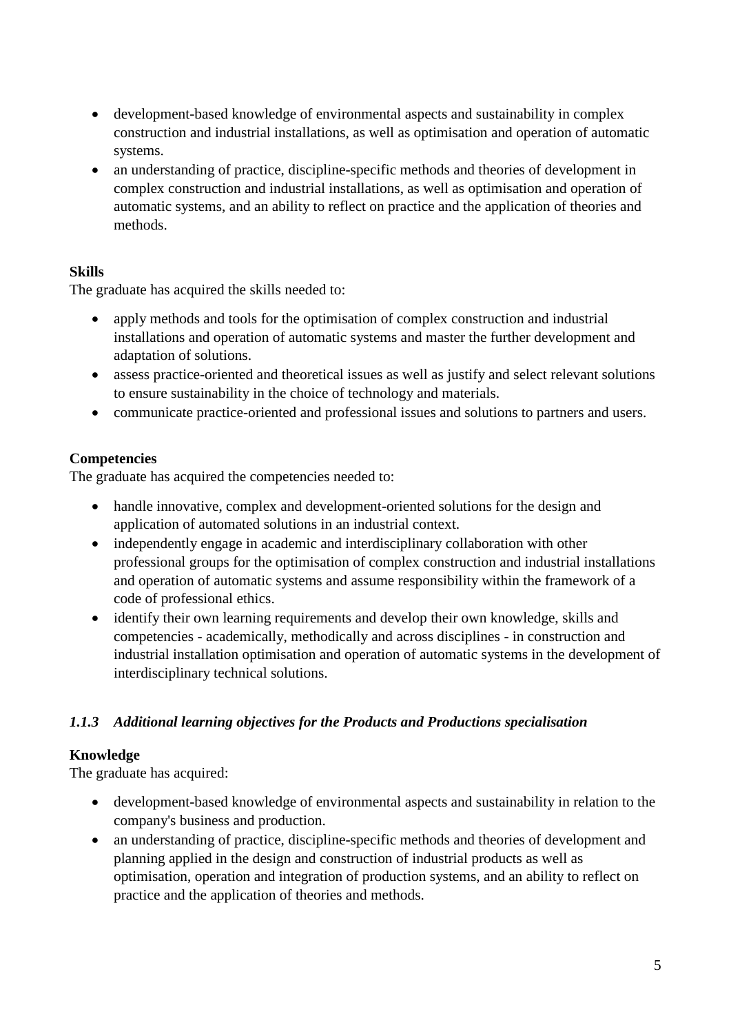- development-based knowledge of environmental aspects and sustainability in complex construction and industrial installations, as well as optimisation and operation of automatic systems.
- an understanding of practice, discipline-specific methods and theories of development in complex construction and industrial installations, as well as optimisation and operation of automatic systems, and an ability to reflect on practice and the application of theories and methods.

**Skills**
The graduate has acquired the skills needed to:

- apply methods and tools for the optimisation of complex construction and industrial installations and operation of automatic systems and master the further development and adaptation of solutions.
- assess practice-oriented and theoretical issues as well as justify and select relevant solutions to ensure sustainability in the choice of technology and materials.
- communicate practice-oriented and professional issues and solutions to partners and users.

**Competencies**
The graduate has acquired the competencies needed to:

- handle innovative, complex and development-oriented solutions for the design and application of automated solutions in an industrial context.
- independently engage in academic and interdisciplinary collaboration with other professional groups for the optimisation of complex construction and industrial installations and operation of automatic systems and assume responsibility within the framework of a code of professional ethics.
- identify their own learning requirements and develop their own knowledge, skills and competencies - academically, methodically and across disciplines - in construction and industrial installation optimisation and operation of automatic systems in the development of interdisciplinary technical solutions.

### *1.1.3 Additional learning objectives for the Products and Productions specialisation*

**Knowledge**
The graduate has acquired:

- development-based knowledge of environmental aspects and sustainability in relation to the company's business and production.
- an understanding of practice, discipline-specific methods and theories of development and planning applied in the design and construction of industrial products as well as optimisation, operation and integration of production systems, and an ability to reflect on practice and the application of theories and methods.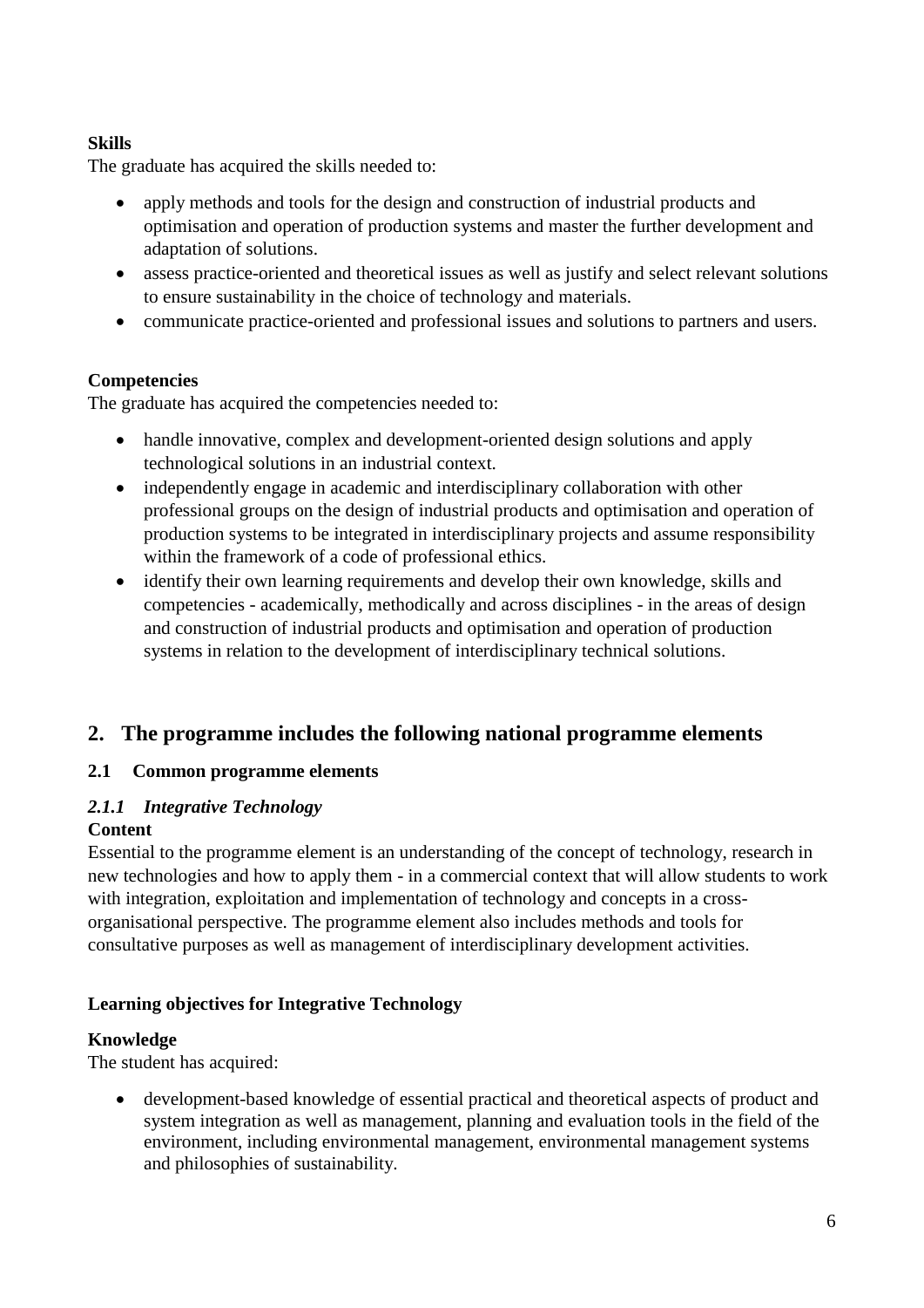**Skills**

The graduate has acquired the skills needed to:

- apply methods and tools for the design and construction of industrial products and optimisation and operation of production systems and master the further development and adaptation of solutions.
- assess practice-oriented and theoretical issues as well as justify and select relevant solutions to ensure sustainability in the choice of technology and materials.
- communicate practice-oriented and professional issues and solutions to partners and users.

**Competencies**

The graduate has acquired the competencies needed to:

- handle innovative, complex and development-oriented design solutions and apply technological solutions in an industrial context.
- independently engage in academic and interdisciplinary collaboration with other professional groups on the design of industrial products and optimisation and operation of production systems to be integrated in interdisciplinary projects and assume responsibility within the framework of a code of professional ethics.
- identify their own learning requirements and develop their own knowledge, skills and competencies - academically, methodically and across disciplines - in the areas of design and construction of industrial products and optimisation and operation of production systems in relation to the development of interdisciplinary technical solutions.

## 2. The programme includes the following national programme elements

### 2.1 Common programme elements

#### *2.1.1 Integrative Technology*

**Content**

Essential to the programme element is an understanding of the concept of technology, research in new technologies and how to apply them - in a commercial context that will allow students to work with integration, exploitation and implementation of technology and concepts in a cross-organisational perspective. The programme element also includes methods and tools for consultative purposes as well as management of interdisciplinary development activities.

**Learning objectives for Integrative Technology**

**Knowledge**

The student has acquired:

- development-based knowledge of essential practical and theoretical aspects of product and system integration as well as management, planning and evaluation tools in the field of the environment, including environmental management, environmental management systems and philosophies of sustainability.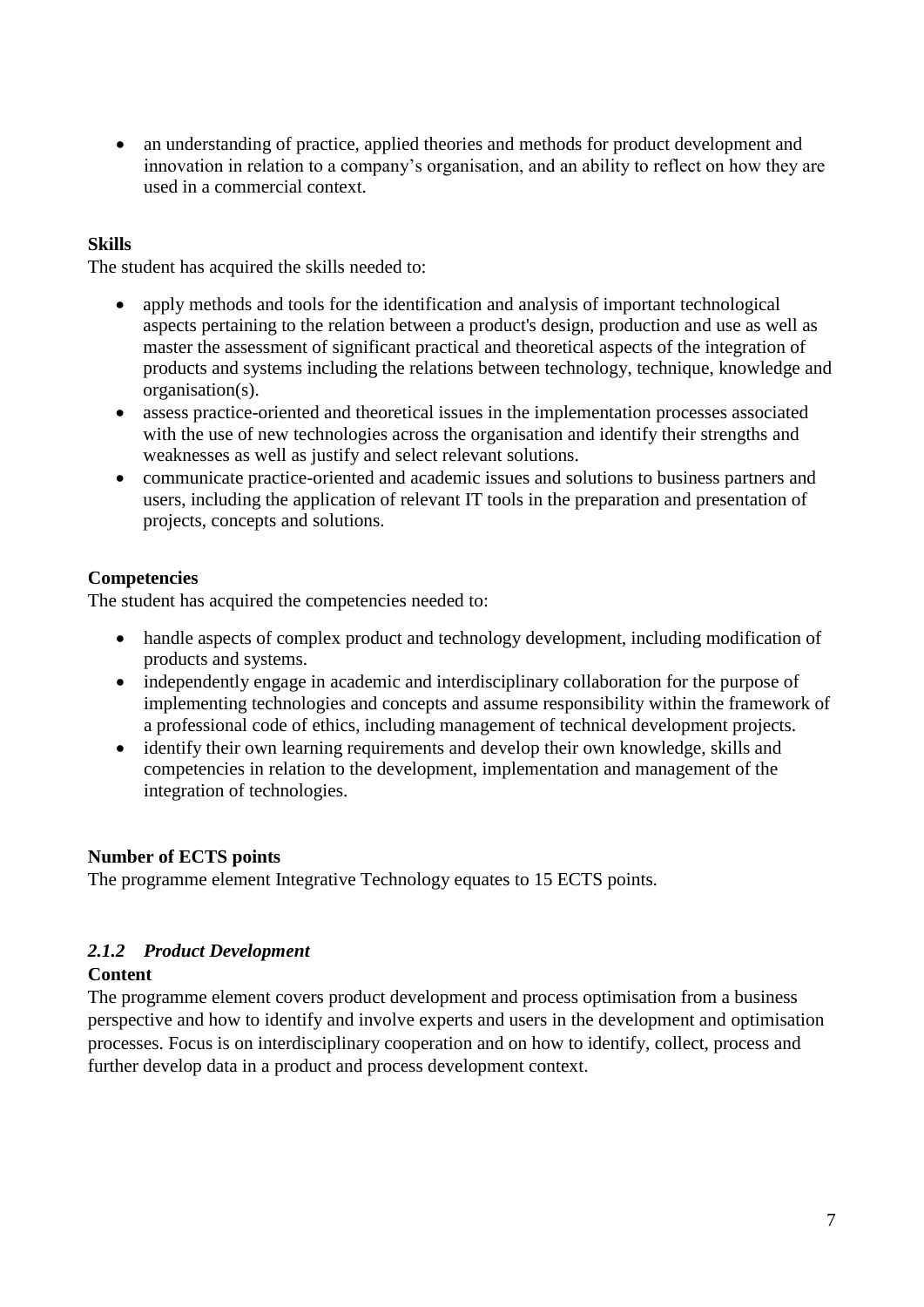- an understanding of practice, applied theories and methods for product development and innovation in relation to a company's organisation, and an ability to reflect on how they are used in a commercial context.

**Skills**

The student has acquired the skills needed to:

- apply methods and tools for the identification and analysis of important technological aspects pertaining to the relation between a product's design, production and use as well as master the assessment of significant practical and theoretical aspects of the integration of products and systems including the relations between technology, technique, knowledge and organisation(s).
- assess practice-oriented and theoretical issues in the implementation processes associated with the use of new technologies across the organisation and identify their strengths and weaknesses as well as justify and select relevant solutions.
- communicate practice-oriented and academic issues and solutions to business partners and users, including the application of relevant IT tools in the preparation and presentation of projects, concepts and solutions.

**Competencies**

The student has acquired the competencies needed to:

- handle aspects of complex product and technology development, including modification of products and systems.
- independently engage in academic and interdisciplinary collaboration for the purpose of implementing technologies and concepts and assume responsibility within the framework of a professional code of ethics, including management of technical development projects.
- identify their own learning requirements and develop their own knowledge, skills and competencies in relation to the development, implementation and management of the integration of technologies.

**Number of ECTS points**

The programme element Integrative Technology equates to 15 ECTS points.

### *2.1.2 Product Development*

**Content**

The programme element covers product development and process optimisation from a business perspective and how to identify and involve experts and users in the development and optimisation processes. Focus is on interdisciplinary cooperation and on how to identify, collect, process and further develop data in a product and process development context.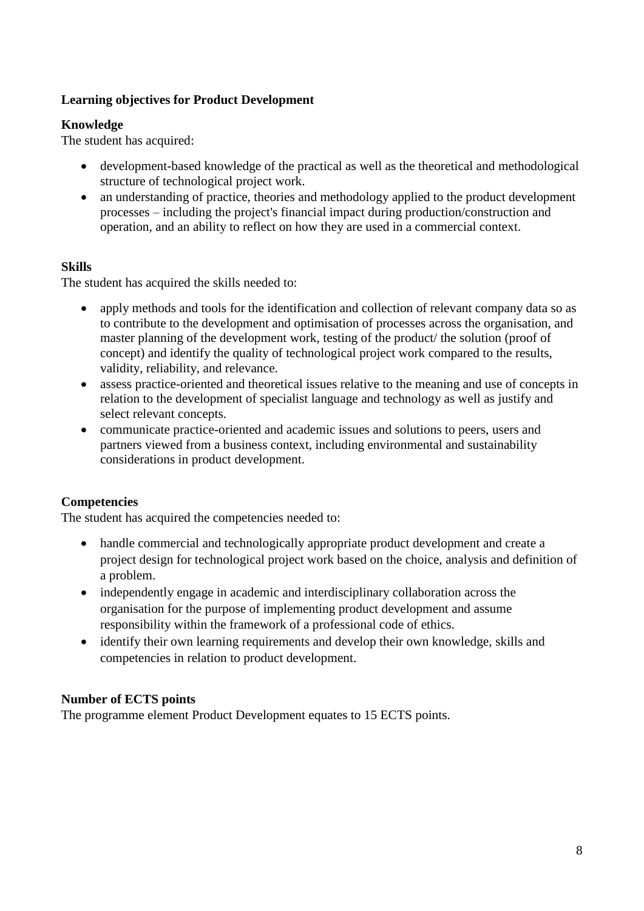**Learning objectives for Product Development**

**Knowledge**

The student has acquired:

- development-based knowledge of the practical as well as the theoretical and methodological structure of technological project work.
- an understanding of practice, theories and methodology applied to the product development processes – including the project's financial impact during production/construction and operation, and an ability to reflect on how they are used in a commercial context.

**Skills**

The student has acquired the skills needed to:

- apply methods and tools for the identification and collection of relevant company data so as to contribute to the development and optimisation of processes across the organisation, and master planning of the development work, testing of the product/ the solution (proof of concept) and identify the quality of technological project work compared to the results, validity, reliability, and relevance.
- assess practice-oriented and theoretical issues relative to the meaning and use of concepts in relation to the development of specialist language and technology as well as justify and select relevant concepts.
- communicate practice-oriented and academic issues and solutions to peers, users and partners viewed from a business context, including environmental and sustainability considerations in product development.

**Competencies**

The student has acquired the competencies needed to:

- handle commercial and technologically appropriate product development and create a project design for technological project work based on the choice, analysis and definition of a problem.
- independently engage in academic and interdisciplinary collaboration across the organisation for the purpose of implementing product development and assume responsibility within the framework of a professional code of ethics.
- identify their own learning requirements and develop their own knowledge, skills and competencies in relation to product development.

**Number of ECTS points**

The programme element Product Development equates to 15 ECTS points.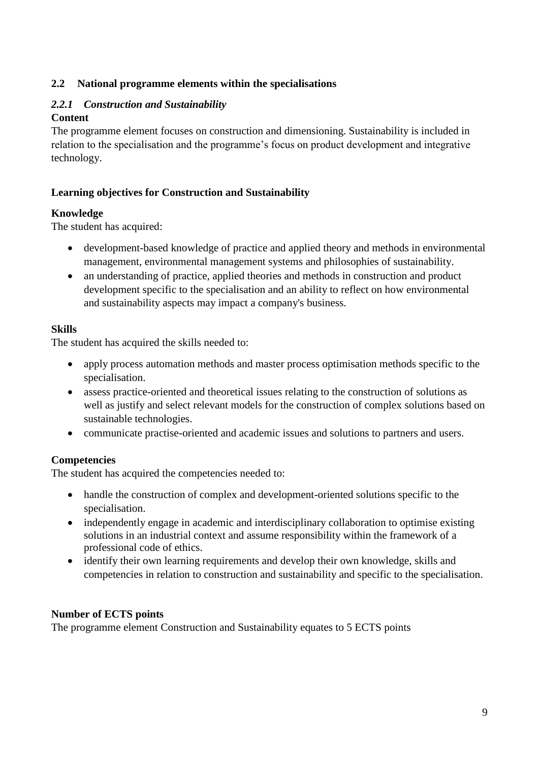## 2.2 National programme elements within the specialisations

### *2.2.1 Construction and Sustainability*

**Content**

The programme element focuses on construction and dimensioning. Sustainability is included in relation to the specialisation and the programme's focus on product development and integrative technology.

**Learning objectives for Construction and Sustainability**

**Knowledge**

The student has acquired:

- development-based knowledge of practice and applied theory and methods in environmental management, environmental management systems and philosophies of sustainability.
- an understanding of practice, applied theories and methods in construction and product development specific to the specialisation and an ability to reflect on how environmental and sustainability aspects may impact a company's business.

**Skills**

The student has acquired the skills needed to:

- apply process automation methods and master process optimisation methods specific to the specialisation.
- assess practice-oriented and theoretical issues relating to the construction of solutions as well as justify and select relevant models for the construction of complex solutions based on sustainable technologies.
- communicate practise-oriented and academic issues and solutions to partners and users.

**Competencies**

The student has acquired the competencies needed to:

- handle the construction of complex and development-oriented solutions specific to the specialisation.
- independently engage in academic and interdisciplinary collaboration to optimise existing solutions in an industrial context and assume responsibility within the framework of a professional code of ethics.
- identify their own learning requirements and develop their own knowledge, skills and competencies in relation to construction and sustainability and specific to the specialisation.

**Number of ECTS points**

The programme element Construction and Sustainability equates to 5 ECTS points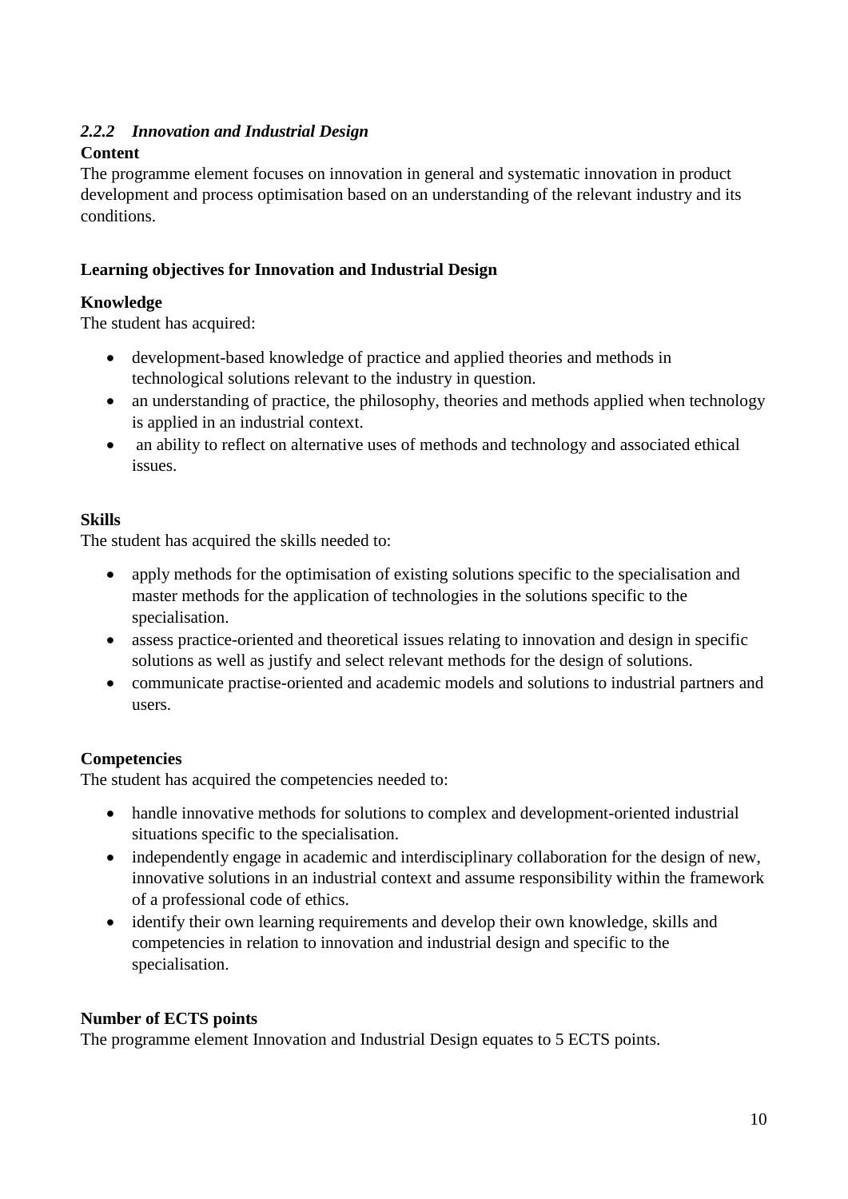### *2.2.2 Innovation and Industrial Design*

**Content**

The programme element focuses on innovation in general and systematic innovation in product development and process optimisation based on an understanding of the relevant industry and its conditions.

**Learning objectives for Innovation and Industrial Design**

**Knowledge**

The student has acquired:

- development-based knowledge of practice and applied theories and methods in technological solutions relevant to the industry in question.
- an understanding of practice, the philosophy, theories and methods applied when technology is applied in an industrial context.
- an ability to reflect on alternative uses of methods and technology and associated ethical issues.

**Skills**

The student has acquired the skills needed to:

- apply methods for the optimisation of existing solutions specific to the specialisation and master methods for the application of technologies in the solutions specific to the specialisation.
- assess practice-oriented and theoretical issues relating to innovation and design in specific solutions as well as justify and select relevant methods for the design of solutions.
- communicate practise-oriented and academic models and solutions to industrial partners and users.

**Competencies**

The student has acquired the competencies needed to:

- handle innovative methods for solutions to complex and development-oriented industrial situations specific to the specialisation.
- independently engage in academic and interdisciplinary collaboration for the design of new, innovative solutions in an industrial context and assume responsibility within the framework of a professional code of ethics.
- identify their own learning requirements and develop their own knowledge, skills and competencies in relation to innovation and industrial design and specific to the specialisation.

**Number of ECTS points**

The programme element Innovation and Industrial Design equates to 5 ECTS points.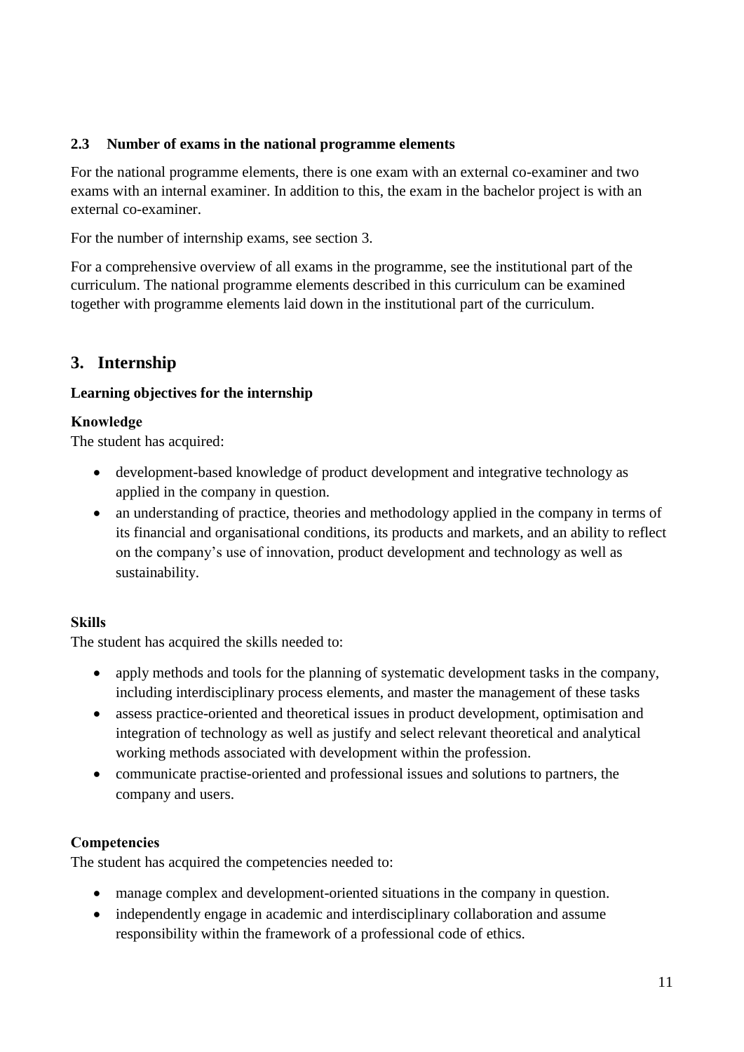### 2.3 Number of exams in the national programme elements

For the national programme elements, there is one exam with an external co-examiner and two exams with an internal examiner. In addition to this, the exam in the bachelor project is with an external co-examiner.

For the number of internship exams, see section 3.

For a comprehensive overview of all exams in the programme, see the institutional part of the curriculum. The national programme elements described in this curriculum can be examined together with programme elements laid down in the institutional part of the curriculum.

## 3. Internship

**Learning objectives for the internship**

**Knowledge**

The student has acquired:

- development-based knowledge of product development and integrative technology as applied in the company in question.
- an understanding of practice, theories and methodology applied in the company in terms of its financial and organisational conditions, its products and markets, and an ability to reflect on the company's use of innovation, product development and technology as well as sustainability.

**Skills**

The student has acquired the skills needed to:

- apply methods and tools for the planning of systematic development tasks in the company, including interdisciplinary process elements, and master the management of these tasks
- assess practice-oriented and theoretical issues in product development, optimisation and integration of technology as well as justify and select relevant theoretical and analytical working methods associated with development within the profession.
- communicate practise-oriented and professional issues and solutions to partners, the company and users.

**Competencies**

The student has acquired the competencies needed to:

- manage complex and development-oriented situations in the company in question.
- independently engage in academic and interdisciplinary collaboration and assume responsibility within the framework of a professional code of ethics.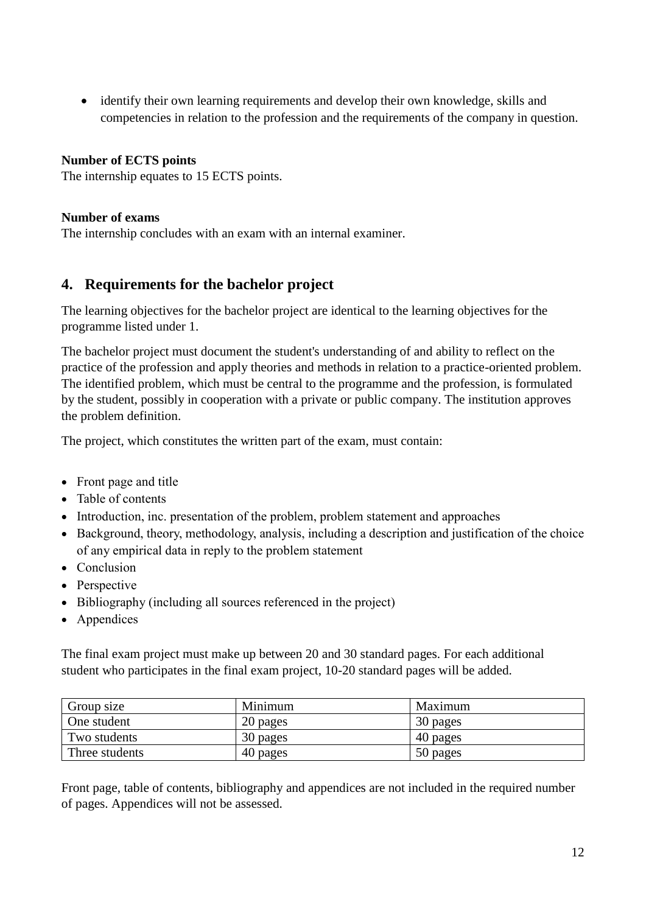- identify their own learning requirements and develop their own knowledge, skills and competencies in relation to the profession and the requirements of the company in question.

**Number of ECTS points**
The internship equates to 15 ECTS points.

**Number of exams**
The internship concludes with an exam with an internal examiner.

## 4. Requirements for the bachelor project

The learning objectives for the bachelor project are identical to the learning objectives for the programme listed under 1.

The bachelor project must document the student's understanding of and ability to reflect on the practice of the profession and apply theories and methods in relation to a practice-oriented problem. The identified problem, which must be central to the programme and the profession, is formulated by the student, possibly in cooperation with a private or public company. The institution approves the problem definition.

The project, which constitutes the written part of the exam, must contain:

- Front page and title
- Table of contents
- Introduction, inc. presentation of the problem, problem statement and approaches
- Background, theory, methodology, analysis, including a description and justification of the choice of any empirical data in reply to the problem statement
- Conclusion
- Perspective
- Bibliography (including all sources referenced in the project)
- Appendices

The final exam project must make up between 20 and 30 standard pages. For each additional student who participates in the final exam project, 10-20 standard pages will be added.

| Group size | Minimum | Maximum |
|---|---|---|
| One student | 20 pages | 30 pages |
| Two students | 30 pages | 40 pages |
| Three students | 40 pages | 50 pages |

Front page, table of contents, bibliography and appendices are not included in the required number of pages. Appendices will not be assessed.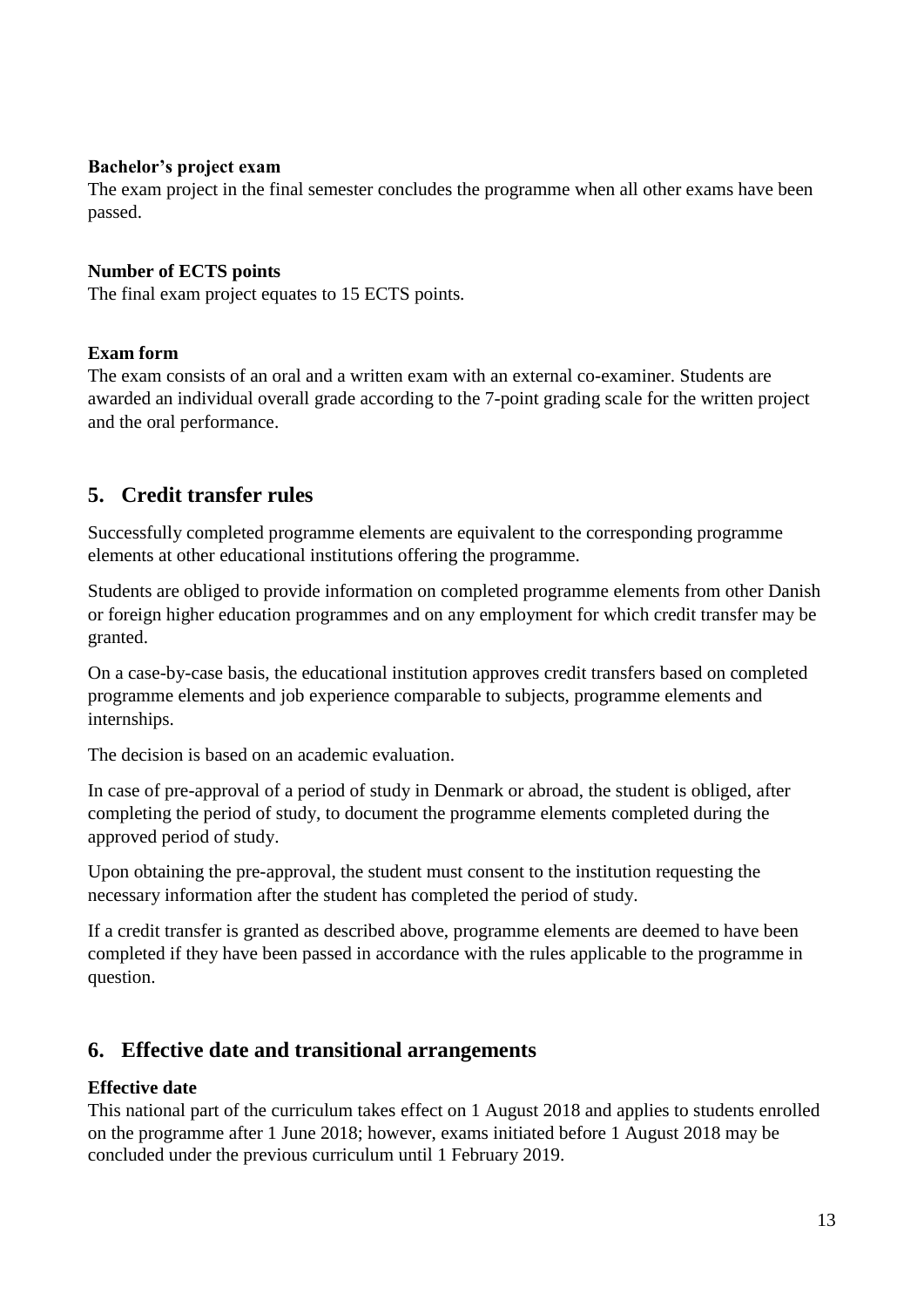**Bachelor's project exam**
The exam project in the final semester concludes the programme when all other exams have been passed.

**Number of ECTS points**
The final exam project equates to 15 ECTS points.

**Exam form**
The exam consists of an oral and a written exam with an external co-examiner. Students are awarded an individual overall grade according to the 7-point grading scale for the written project and the oral performance.

## 5. Credit transfer rules

Successfully completed programme elements are equivalent to the corresponding programme elements at other educational institutions offering the programme.

Students are obliged to provide information on completed programme elements from other Danish or foreign higher education programmes and on any employment for which credit transfer may be granted.

On a case-by-case basis, the educational institution approves credit transfers based on completed programme elements and job experience comparable to subjects, programme elements and internships.

The decision is based on an academic evaluation.

In case of pre-approval of a period of study in Denmark or abroad, the student is obliged, after completing the period of study, to document the programme elements completed during the approved period of study.

Upon obtaining the pre-approval, the student must consent to the institution requesting the necessary information after the student has completed the period of study.

If a credit transfer is granted as described above, programme elements are deemed to have been completed if they have been passed in accordance with the rules applicable to the programme in question.

## 6. Effective date and transitional arrangements

**Effective date**
This national part of the curriculum takes effect on 1 August 2018 and applies to students enrolled on the programme after 1 June 2018; however, exams initiated before 1 August 2018 may be concluded under the previous curriculum until 1 February 2019.